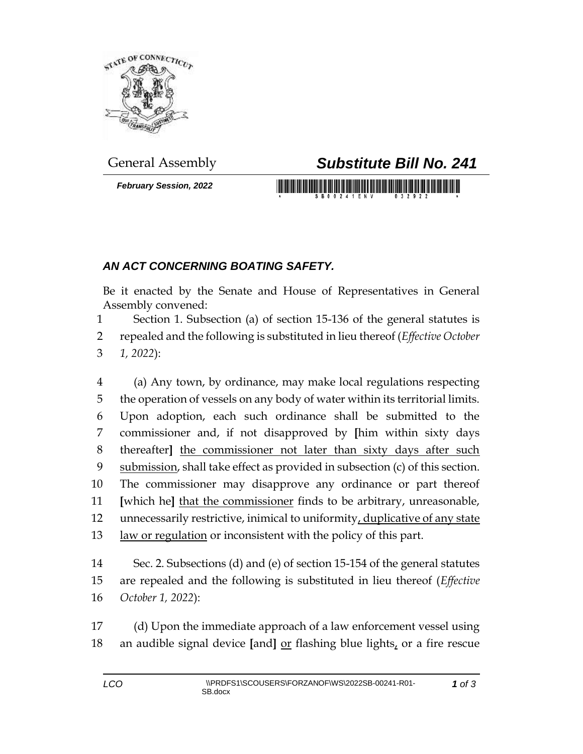General Assembly

# *Substitute Bill No. 241*

***February Session, 2022***

## *AN ACT CONCERNING BOATING SAFETY.*

Be it enacted by the Senate and House of Representatives in General Assembly convened:

1 Section 1. Subsection (a) of section 15-136 of the general statutes is
2 repealed and the following is substituted in lieu thereof (*Effective October*
3 *1, 2022*):

4 (a) Any town, by ordinance, may make local regulations respecting
5 the operation of vessels on any body of water within its territorial limits.
6 Upon adoption, each such ordinance shall be submitted to the
7 commissioner and, if not disapproved by **[**him within sixty days
8 thereafter**]** <u>the commissioner not later than sixty days after such</u>
9 <u>submission</u>, shall take effect as provided in subsection (c) of this section.
10 The commissioner may disapprove any ordinance or part thereof
11 **[**which he**]** <u>that the commissioner</u> finds to be arbitrary, unreasonable,
12 unnecessarily restrictive, inimical to uniformity<u>, duplicative of any state</u>
13 <u>law or regulation</u> or inconsistent with the policy of this part.

14 Sec. 2. Subsections (d) and (e) of section 15-154 of the general statutes
15 are repealed and the following is substituted in lieu thereof (*Effective*
16 *October 1, 2022*):

17 (d) Upon the immediate approach of a law enforcement vessel using
18 an audible signal device **[**and**]** <u>or</u> flashing blue lights<u>,</u> or a fire rescue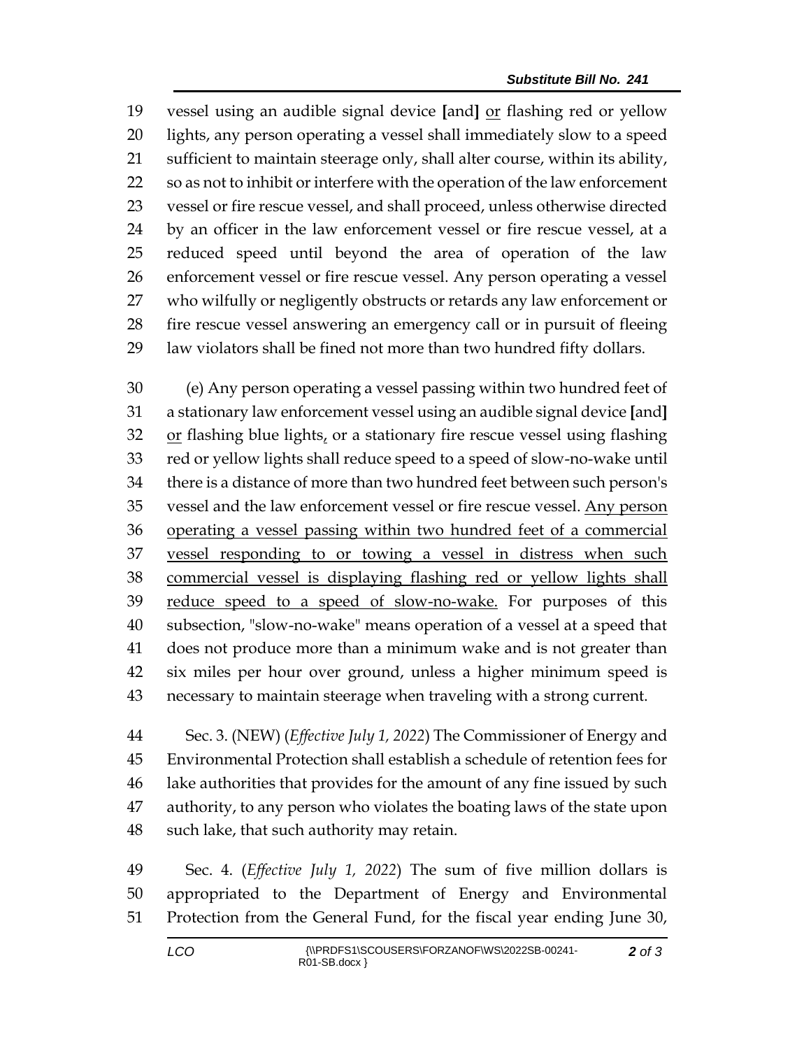vessel using an audible signal device [and] <u>or</u> flashing red or yellow lights, any person operating a vessel shall immediately slow to a speed sufficient to maintain steerage only, shall alter course, within its ability, so as not to inhibit or interfere with the operation of the law enforcement vessel or fire rescue vessel, and shall proceed, unless otherwise directed by an officer in the law enforcement vessel or fire rescue vessel, at a reduced speed until beyond the area of operation of the law enforcement vessel or fire rescue vessel. Any person operating a vessel who wilfully or negligently obstructs or retards any law enforcement or fire rescue vessel answering an emergency call or in pursuit of fleeing law violators shall be fined not more than two hundred fifty dollars.

(e) Any person operating a vessel passing within two hundred feet of a stationary law enforcement vessel using an audible signal device [and] <u>or</u> flashing blue lights<u>,</u> or a stationary fire rescue vessel using flashing red or yellow lights shall reduce speed to a speed of slow-no-wake until there is a distance of more than two hundred feet between such person's vessel and the law enforcement vessel or fire rescue vessel. <u>Any person operating a vessel passing within two hundred feet of a commercial vessel responding to or towing a vessel in distress when such commercial vessel is displaying flashing red or yellow lights shall reduce speed to a speed of slow-no-wake.</u> For purposes of this subsection, "slow-no-wake" means operation of a vessel at a speed that does not produce more than a minimum wake and is not greater than six miles per hour over ground, unless a higher minimum speed is necessary to maintain steerage when traveling with a strong current.

Sec. 3. (NEW) (*Effective July 1, 2022*) The Commissioner of Energy and Environmental Protection shall establish a schedule of retention fees for lake authorities that provides for the amount of any fine issued by such authority, to any person who violates the boating laws of the state upon such lake, that such authority may retain.

Sec. 4. (*Effective July 1, 2022*) The sum of five million dollars is appropriated to the Department of Energy and Environmental Protection from the General Fund, for the fiscal year ending June 30,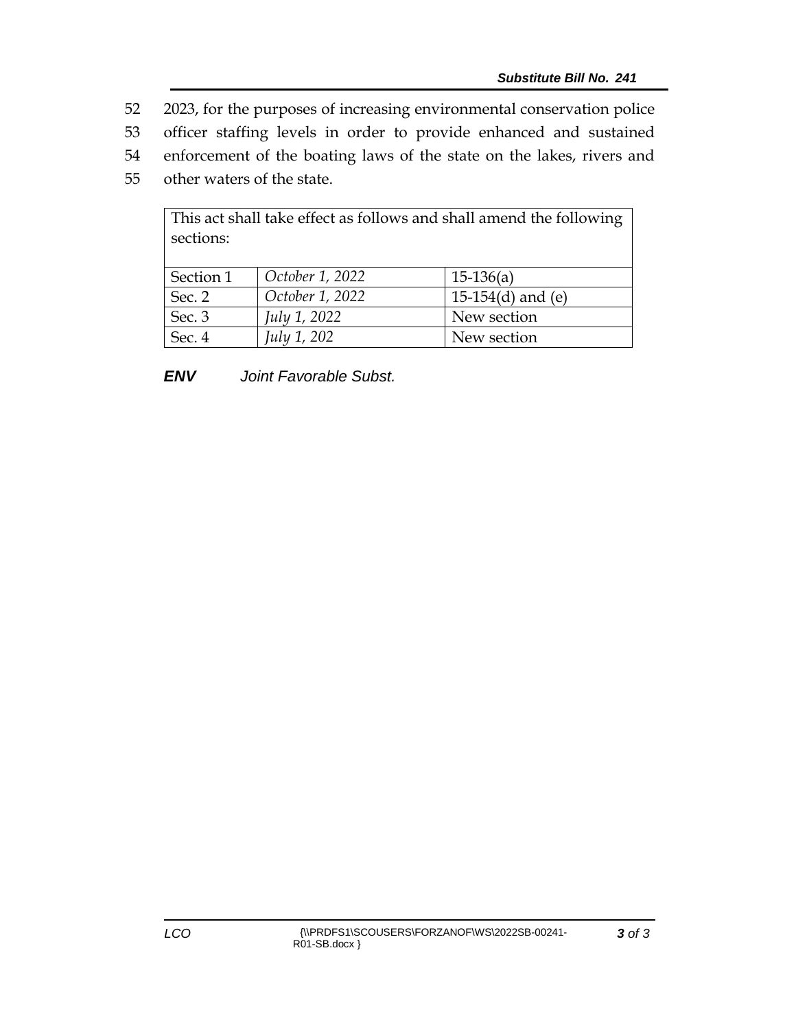52 2023, for the purposes of increasing environmental conservation police
53 officer staffing levels in order to provide enhanced and sustained
54 enforcement of the boating laws of the state on the lakes, rivers and
55 other waters of the state.

| This act shall take effect as follows and shall amend the following sections: | | |
|---|---|---|
| Section 1 | *October 1, 2022* | 15-136(a) |
| Sec. 2 | *October 1, 2022* | 15-154(d) and (e) |
| Sec. 3 | *July 1, 2022* | New section |
| Sec. 4 | *July 1, 202* | New section |

***ENV*** *Joint Favorable Subst.*